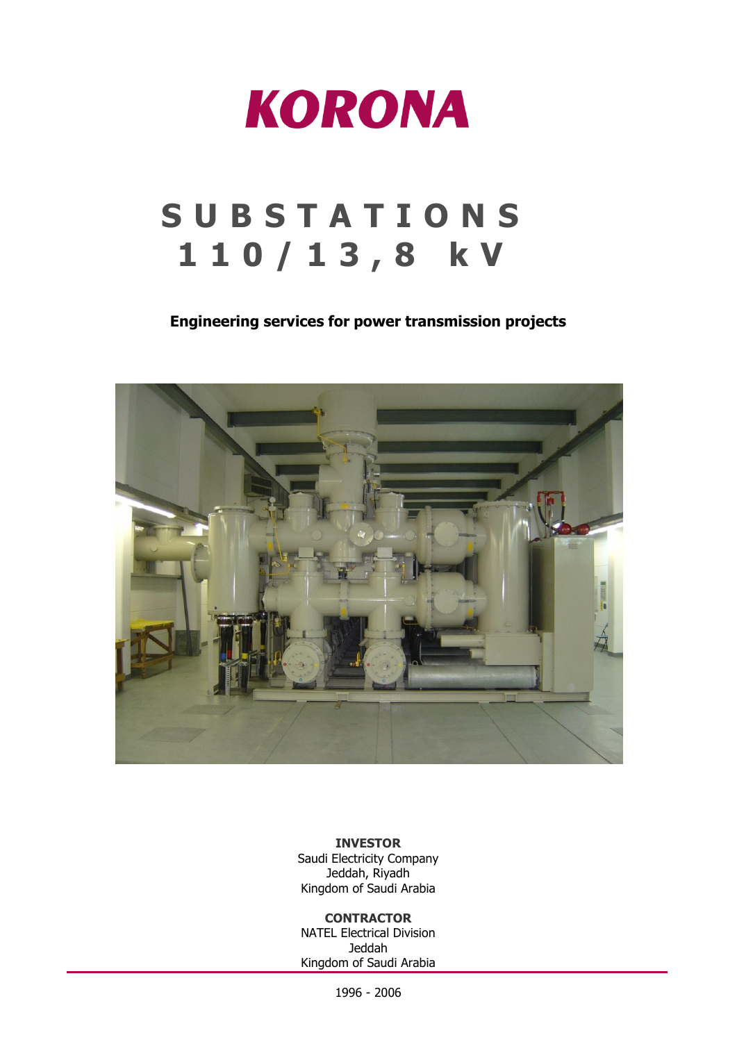# KORONA

# SUBSTATIONS 110/13,8 kV

**Engineering services for power transmission projects**

**INVESTOR**
Saudi Electricity Company
Jeddah, Riyadh
Kingdom of Saudi Arabia

**CONTRACTOR**
NATEL Electrical Division
Jeddah
Kingdom of Saudi Arabia

1996 - 2006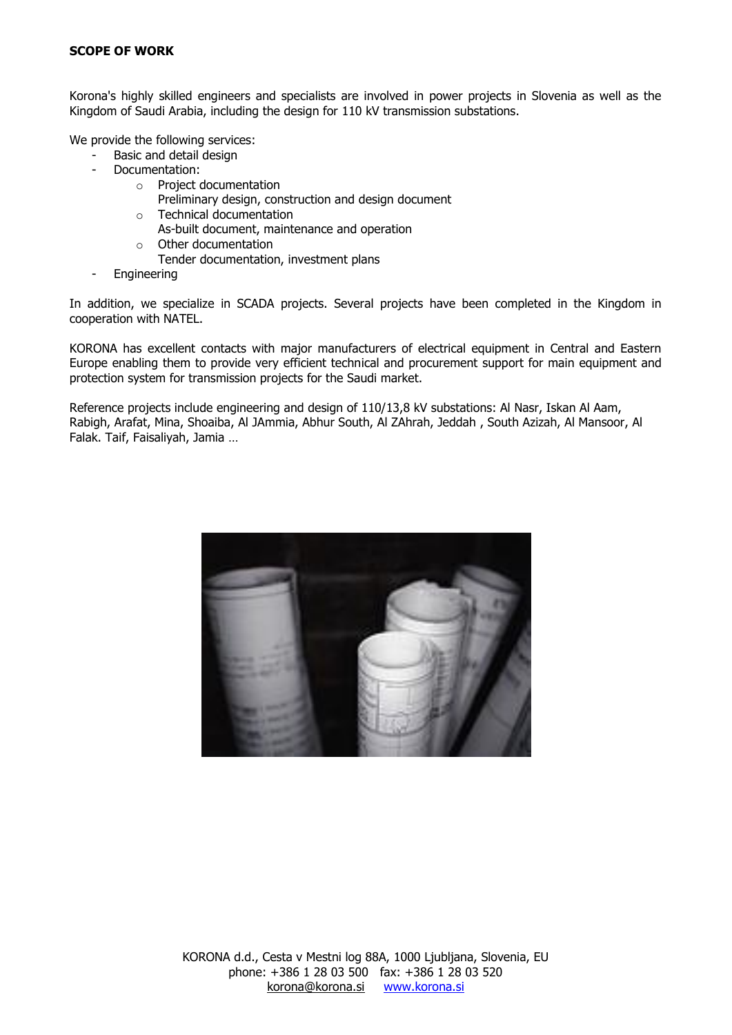**SCOPE OF WORK**

Korona's highly skilled engineers and specialists are involved in power projects in Slovenia as well as the Kingdom of Saudi Arabia, including the design for 110 kV transmission substations.

We provide the following services:

- Basic and detail design
- Documentation:
  - Project documentation
    Preliminary design, construction and design document
  - Technical documentation
    As-built document, maintenance and operation
  - Other documentation
    Tender documentation, investment plans
- Engineering

In addition, we specialize in SCADA projects. Several projects have been completed in the Kingdom in cooperation with NATEL.

KORONA has excellent contacts with major manufacturers of electrical equipment in Central and Eastern Europe enabling them to provide very efficient technical and procurement support for main equipment and protection system for transmission projects for the Saudi market.

Reference projects include engineering and design of 110/13,8 kV substations: Al Nasr, Iskan Al Aam, Rabigh, Arafat, Mina, Shoaiba, Al JAmmia, Abhur South, Al ZAhrah, Jeddah , South Azizah, Al Mansoor, Al Falak. Taif, Faisaliyah, Jamia …

KORONA d.d., Cesta v Mestni log 88A, 1000 Ljubljana, Slovenia, EU
phone: +386 1 28 03 500 fax: +386 1 28 03 520
korona@korona.si www.korona.si